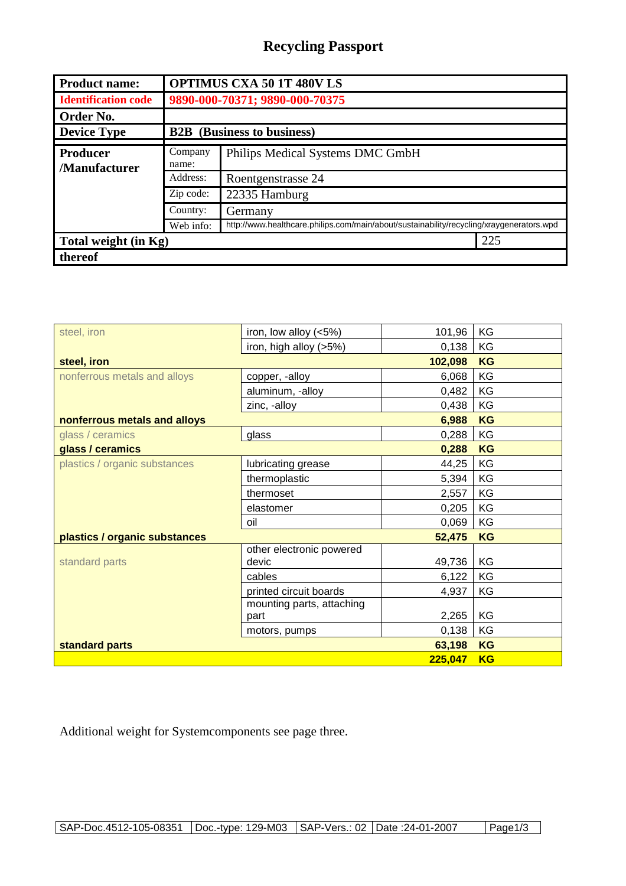# Recycling Passport

| Product name: | OPTIMUS CXA 50 1T 480V LS | | |
|---|---|---|---|
| Identification code | 9890-000-70371; 9890-000-70375 | | |
| Order No. | | | |
| Device Type | B2B (Business to business) | | |
| Producer /Manufacturer | Company name: | Philips Medical Systems DMC GmbH | |
| | Address: | Roentgenstrasse 24 | |
| | Zip code: | 22335 Hamburg | |
| | Country: | Germany | |
| | Web info: | http://www.healthcare.philips.com/main/about/sustainability/recycling/xraygenerators.wpd | |
| Total weight (in Kg) | | | 225 |
| thereof | | | |

| | | | |
|---|---|---|---|
| steel, iron | iron, low alloy (<5%) | 101,96 | KG |
| | iron, high alloy (>5%) | 0,138 | KG |
| **steel, iron** | | **102,098** | **KG** |
| nonferrous metals and alloys | copper, -alloy | 6,068 | KG |
| | aluminum, -alloy | 0,482 | KG |
| | zinc, -alloy | 0,438 | KG |
| **nonferrous metals and alloys** | | **6,988** | **KG** |
| glass / ceramics | glass | 0,288 | KG |
| **glass / ceramics** | | **0,288** | **KG** |
| plastics / organic substances | lubricating grease | 44,25 | KG |
| | thermoplastic | 5,394 | KG |
| | thermoset | 2,557 | KG |
| | elastomer | 0,205 | KG |
| | oil | 0,069 | KG |
| **plastics / organic substances** | | **52,475** | **KG** |
| standard parts | other electronic powered devic | 49,736 | KG |
| | cables | 6,122 | KG |
| | printed circuit boards | 4,937 | KG |
| | mounting parts, attaching part | 2,265 | KG |
| | motors, pumps | 0,138 | KG |
| **standard parts** | | **63,198** | **KG** |
| | | **225,047** | **KG** |

Additional weight for Systemcomponents see page three.

| SAP-Doc.4512-105-08351 | Doc.-type: 129-M03 | SAP-Vers.: 02 | Date :24-01-2007 |
|---|---|---|---|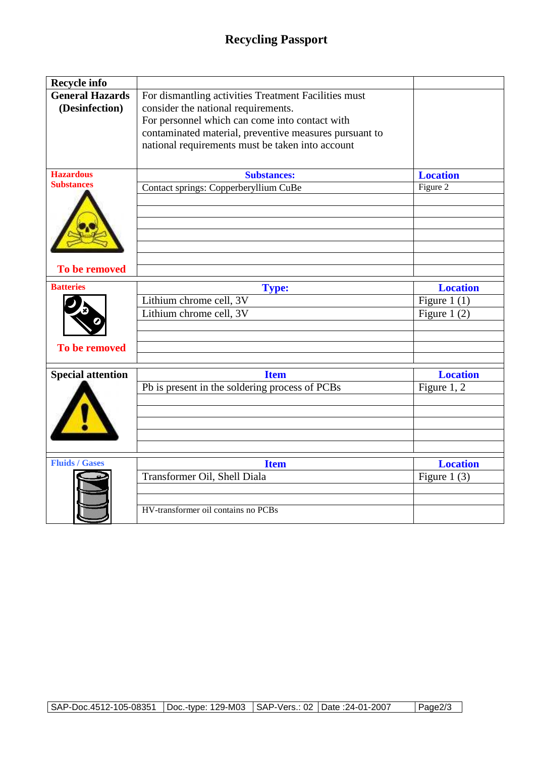# Recycling Passport

| Recycle info | | |
|---|---|---|
| **General Hazards (Desinfection)** | For dismantling activities Treatment Facilities must consider the national requirements. For personnel which can come into contact with contaminated material, preventive measures pursuant to national requirements must be taken into account | |
| **Hazardous Substances** | **Substances:** | **Location** |
| | Contact springs: Copperberyllium CuBe | Figure 2 |
| | | |
| | | |
| | | |
| | | |
| | | |
| | | |
| **To be removed** | | |
| **Batteries** | **Type:** | **Location** |
| | Lithium chrome cell, 3V | Figure 1 (1) |
| | Lithium chrome cell, 3V | Figure 1 (2) |
| | | |
| | | |
| **To be removed** | | |
| | | |
| **Special attention** | **Item** | **Location** |
| | Pb is present in the soldering process of PCBs | Figure 1, 2 |
| | | |
| | | |
| | | |
| | | |
| | | |
| **Fluids / Gases** | **Item** | **Location** |
| | Transformer Oil, Shell Diala | Figure 1 (3) |
| | | |
| | | |
| | HV-transformer oil contains no PCBs | |

| SAP-Doc.4512-105-08351 | Doc.-type: 129-M03 | SAP-Vers.: 02 | Date :24-01-2007 |
|---|---|---|---|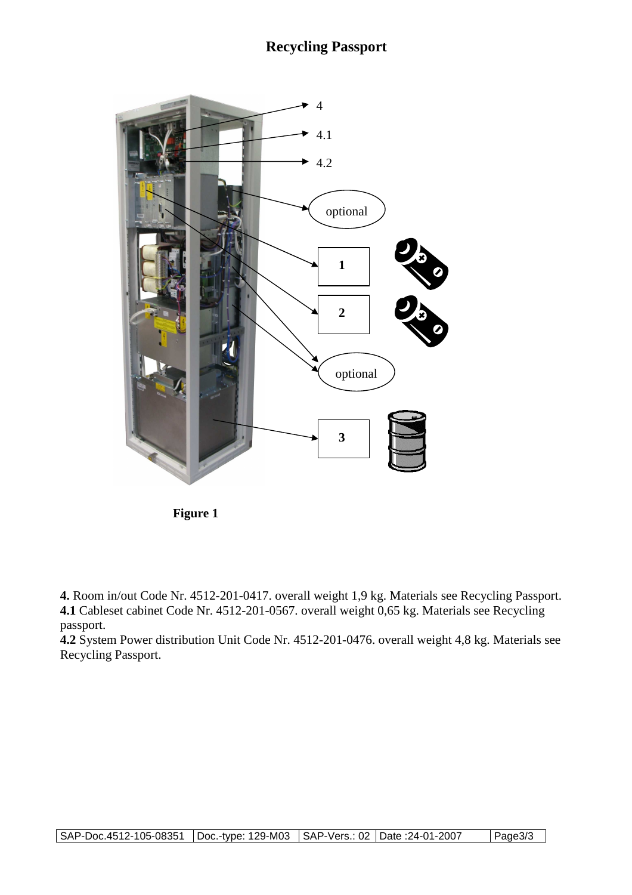## Recycling Passport

4

4.1

4.2

optional

1

2

optional

3

**Figure 1**

**4.** Room in/out Code Nr. 4512-201-0417. overall weight 1,9 kg. Materials see Recycling Passport.
**4.1** Cableset cabinet Code Nr. 4512-201-0567. overall weight 0,65 kg. Materials see Recycling passport.
**4.2** System Power distribution Unit Code Nr. 4512-201-0476. overall weight 4,8 kg. Materials see Recycling Passport.

| | | | | |
|---|---|---|---|---|
| SAP-Doc.4512-105-08351 | Doc.-type: 129-M03 | SAP-Vers.: 02 | Date :24-01-2007 | Page3/3 |